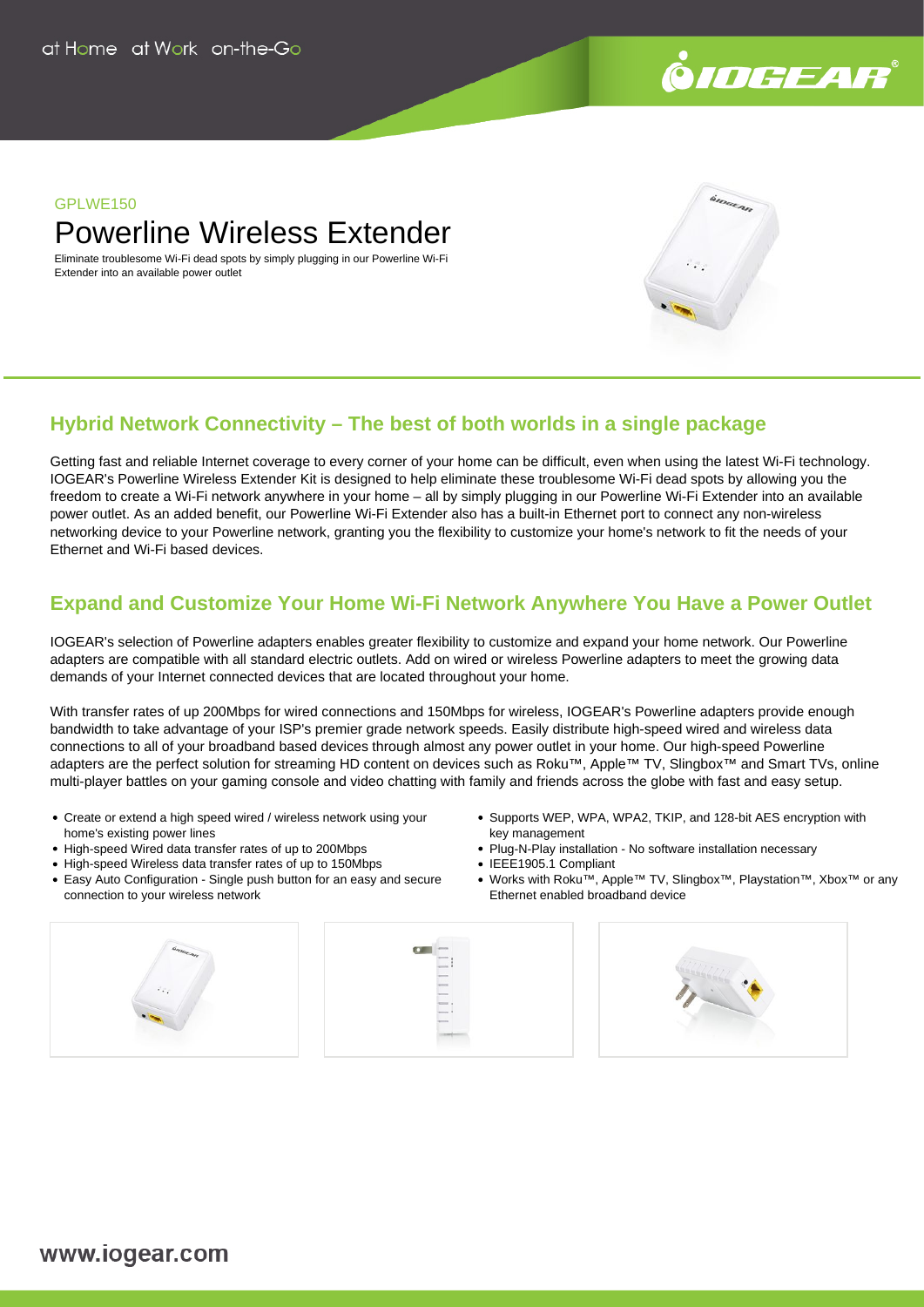at Home at Work on-the-Go

GPLWE150

# Powerline Wireless Extender

Eliminate troublesome Wi-Fi dead spots by simply plugging in our Powerline Wi-Fi Extender into an available power outlet

## Hybrid Network Connectivity – The best of both worlds in a single package

Getting fast and reliable Internet coverage to every corner of your home can be difficult, even when using the latest Wi-Fi technology. IOGEAR's Powerline Wireless Extender Kit is designed to help eliminate these troublesome Wi-Fi dead spots by allowing you the freedom to create a Wi-Fi network anywhere in your home – all by simply plugging in our Powerline Wi-Fi Extender into an available power outlet. As an added benefit, our Powerline Wi-Fi Extender also has a built-in Ethernet port to connect any non-wireless networking device to your Powerline network, granting you the flexibility to customize your home's network to fit the needs of your Ethernet and Wi-Fi based devices.

## Expand and Customize Your Home Wi-Fi Network Anywhere You Have a Power Outlet

IOGEAR's selection of Powerline adapters enables greater flexibility to customize and expand your home network. Our Powerline adapters are compatible with all standard electric outlets. Add on wired or wireless Powerline adapters to meet the growing data demands of your Internet connected devices that are located throughout your home.

With transfer rates of up 200Mbps for wired connections and 150Mbps for wireless, IOGEAR's Powerline adapters provide enough bandwidth to take advantage of your ISP's premier grade network speeds. Easily distribute high-speed wired and wireless data connections to all of your broadband based devices through almost any power outlet in your home. Our high-speed Powerline adapters are the perfect solution for streaming HD content on devices such as Roku™, Apple™ TV, Slingbox™ and Smart TVs, online multi-player battles on your gaming console and video chatting with family and friends across the globe with fast and easy setup.

- Create or extend a high speed wired / wireless network using your home's existing power lines
- High-speed Wired data transfer rates of up to 200Mbps
- High-speed Wireless data transfer rates of up to 150Mbps
- Easy Auto Configuration - Single push button for an easy and secure connection to your wireless network
- Supports WEP, WPA, WPA2, TKIP, and 128-bit AES encryption with key management
- Plug-N-Play installation - No software installation necessary
- IEEE1905.1 Compliant
- Works with Roku™, Apple™ TV, Slingbox™, Playstation™, Xbox™ or any Ethernet enabled broadband device

www.iogear.com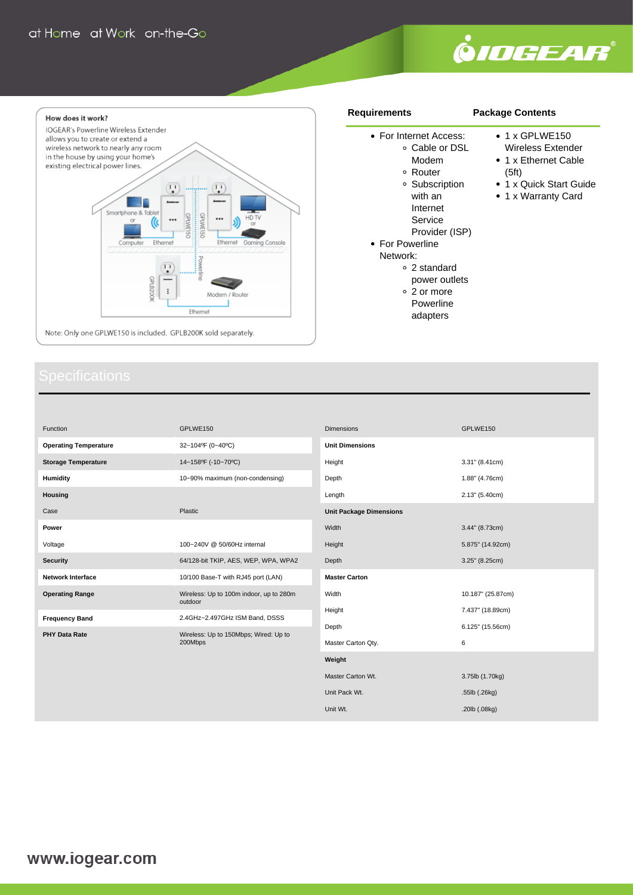at Home at Work on-the-Go

### How does it work?

IOGEAR's Powerline Wireless Extender allows you to create or extend a wireless network to nearly any room in the house by using your home's existing electrical power lines.

Smartphone & Tablet or Computer
Ethernet
GPLWE150
GPLWE150
HD TV or Gaming Console
Ethernet
Powerline
GPLB200K
Modem / Router
Ethernet

Note: Only one GPLWE150 is included. GPLB200K sold separately.

### Requirements

- For Internet Access:
  - Cable or DSL Modem
  - Router
  - Subscription with an Internet Service Provider (ISP)
- For Powerline Network:
  - 2 standard power outlets
  - 2 or more Powerline adapters

### Package Contents

- 1 x GPLWE150 Wireless Extender
- 1 x Ethernet Cable (5ft)
- 1 x Quick Start Guide
- 1 x Warranty Card

## Specifications

| Function | GPLWE150 |
|---|---|
| **Operating Temperature** | 32~104ºF (0~40ºC) |
| **Storage Temperature** | 14~158ºF (-10~70ºC) |
| **Humidity** | 10~90% maximum (non-condensing) |
| **Housing** | |
| Case | Plastic |
| **Power** | |
| Voltage | 100~240V @ 50/60Hz internal |
| **Security** | 64/128-bit TKIP, AES, WEP, WPA, WPA2 |
| **Network Interface** | 10/100 Base-T with RJ45 port (LAN) |
| **Operating Range** | Wireless: Up to 100m indoor, up to 280m outdoor |
| **Frequency Band** | 2.4GHz~2.497GHz ISM Band, DSSS |
| **PHY Data Rate** | Wireless: Up to 150Mbps; Wired: Up to 200Mbps |

| Dimensions | GPLWE150 |
|---|---|
| **Unit Dimensions** | |
| Height | 3.31" (8.41cm) |
| Depth | 1.88" (4.76cm) |
| Length | 2.13" (5.40cm) |
| **Unit Package Dimensions** | |
| Width | 3.44" (8.73cm) |
| Height | 5.875" (14.92cm) |
| Depth | 3.25" (8.25cm) |
| **Master Carton** | |
| Width | 10.187" (25.87cm) |
| Height | 7.437" (18.89cm) |
| Depth | 6.125" (15.56cm) |
| Master Carton Qty. | 6 |
| **Weight** | |
| Master Carton Wt. | 3.75lb (1.70kg) |
| Unit Pack Wt. | .55lb (.26kg) |
| Unit Wt. | .20lb (.08kg) |

www.iogear.com